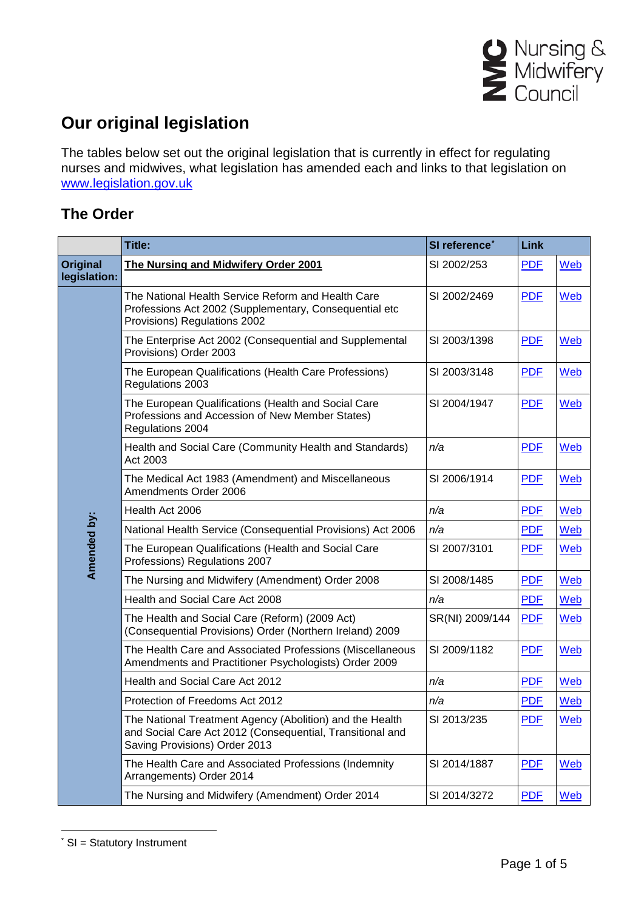# Our original legislation

The tables below set out the original legislation that is currently in effect for regulating nurses and midwives, what legislation has amended each and links to that legislation on [www.legislation.gov.uk](www.legislation.gov.uk)

## The Order

| | Title: | SI reference* | Link | |
|---|---|---|---|---|
| **Original legislation:** | **The Nursing and Midwifery Order 2001** | SI 2002/253 | PDF | Web |
| **Amended by:** | The National Health Service Reform and Health Care Professions Act 2002 (Supplementary, Consequential etc Provisions) Regulations 2002 | SI 2002/2469 | PDF | Web |
| | The Enterprise Act 2002 (Consequential and Supplemental Provisions) Order 2003 | SI 2003/1398 | PDF | Web |
| | The European Qualifications (Health Care Professions) Regulations 2003 | SI 2003/3148 | PDF | Web |
| | The European Qualifications (Health and Social Care Professions and Accession of New Member States) Regulations 2004 | SI 2004/1947 | PDF | Web |
| | Health and Social Care (Community Health and Standards) Act 2003 | *n/a* | PDF | Web |
| | The Medical Act 1983 (Amendment) and Miscellaneous Amendments Order 2006 | SI 2006/1914 | PDF | Web |
| | Health Act 2006 | *n/a* | PDF | Web |
| | National Health Service (Consequential Provisions) Act 2006 | *n/a* | PDF | Web |
| | The European Qualifications (Health and Social Care Professions) Regulations 2007 | SI 2007/3101 | PDF | Web |
| | The Nursing and Midwifery (Amendment) Order 2008 | SI 2008/1485 | PDF | Web |
| | Health and Social Care Act 2008 | *n/a* | PDF | Web |
| | The Health and Social Care (Reform) (2009 Act) (Consequential Provisions) Order (Northern Ireland) 2009 | SR(NI) 2009/144 | PDF | Web |
| | The Health Care and Associated Professions (Miscellaneous Amendments and Practitioner Psychologists) Order 2009 | SI 2009/1182 | PDF | Web |
| | Health and Social Care Act 2012 | *n/a* | PDF | Web |
| | Protection of Freedoms Act 2012 | *n/a* | PDF | Web |
| | The National Treatment Agency (Abolition) and the Health and Social Care Act 2012 (Consequential, Transitional and Saving Provisions) Order 2013 | SI 2013/235 | PDF | Web |
| | The Health Care and Associated Professions (Indemnity Arrangements) Order 2014 | SI 2014/1887 | PDF | Web |
| | The Nursing and Midwifery (Amendment) Order 2014 | SI 2014/3272 | PDF | Web |

* SI = Statutory Instrument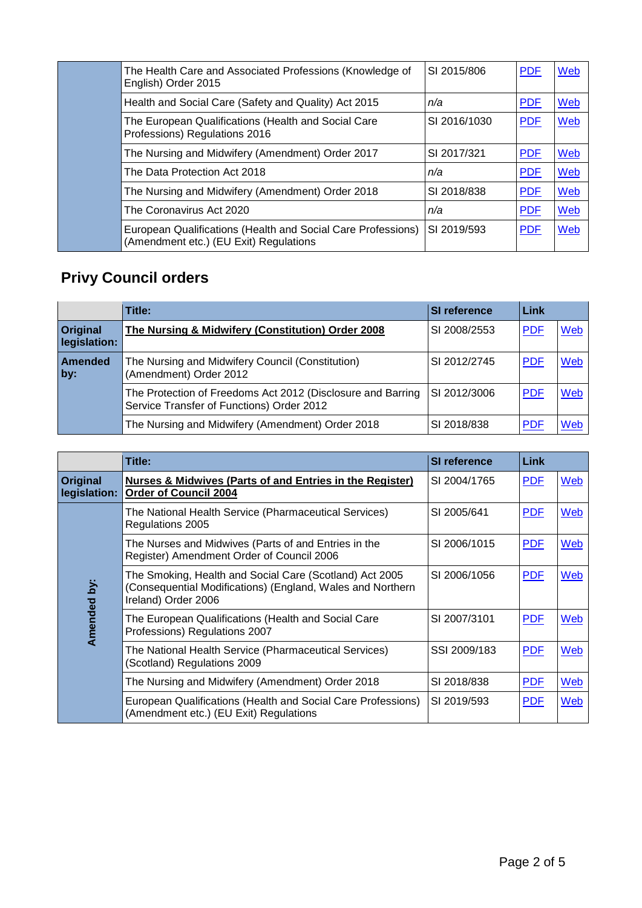| | | | | |
|---|---|---|---|---|
| | The Health Care and Associated Professions (Knowledge of English) Order 2015 | SI 2015/806 | PDF | Web |
| | Health and Social Care (Safety and Quality) Act 2015 | *n/a* | PDF | Web |
| | The European Qualifications (Health and Social Care Professions) Regulations 2016 | SI 2016/1030 | PDF | Web |
| | The Nursing and Midwifery (Amendment) Order 2017 | SI 2017/321 | PDF | Web |
| | The Data Protection Act 2018 | *n/a* | PDF | Web |
| | The Nursing and Midwifery (Amendment) Order 2018 | SI 2018/838 | PDF | Web |
| | The Coronavirus Act 2020 | *n/a* | PDF | Web |
| | European Qualifications (Health and Social Care Professions) (Amendment etc.) (EU Exit) Regulations | SI 2019/593 | PDF | Web |

## Privy Council orders

| | Title: | SI reference | Link | |
|---|---|---|---|---|
| **Original legislation:** | **The Nursing & Midwifery (Constitution) Order 2008** | SI 2008/2553 | PDF | Web |
| **Amended by:** | The Nursing and Midwifery Council (Constitution) (Amendment) Order 2012 | SI 2012/2745 | PDF | Web |
| | The Protection of Freedoms Act 2012 (Disclosure and Barring Service Transfer of Functions) Order 2012 | SI 2012/3006 | PDF | Web |
| | The Nursing and Midwifery (Amendment) Order 2018 | SI 2018/838 | PDF | Web |

| | Title: | SI reference | Link | |
|---|---|---|---|---|
| **Original legislation:** | **Nurses & Midwives (Parts of and Entries in the Register) Order of Council 2004** | SI 2004/1765 | PDF | Web |
| **Amended by:** | The National Health Service (Pharmaceutical Services) Regulations 2005 | SI 2005/641 | PDF | Web |
| | The Nurses and Midwives (Parts of and Entries in the Register) Amendment Order of Council 2006 | SI 2006/1015 | PDF | Web |
| | The Smoking, Health and Social Care (Scotland) Act 2005 (Consequential Modifications) (England, Wales and Northern Ireland) Order 2006 | SI 2006/1056 | PDF | Web |
| | The European Qualifications (Health and Social Care Professions) Regulations 2007 | SI 2007/3101 | PDF | Web |
| | The National Health Service (Pharmaceutical Services) (Scotland) Regulations 2009 | SSI 2009/183 | PDF | Web |
| | The Nursing and Midwifery (Amendment) Order 2018 | SI 2018/838 | PDF | Web |
| | European Qualifications (Health and Social Care Professions) (Amendment etc.) (EU Exit) Regulations | SI 2019/593 | PDF | Web |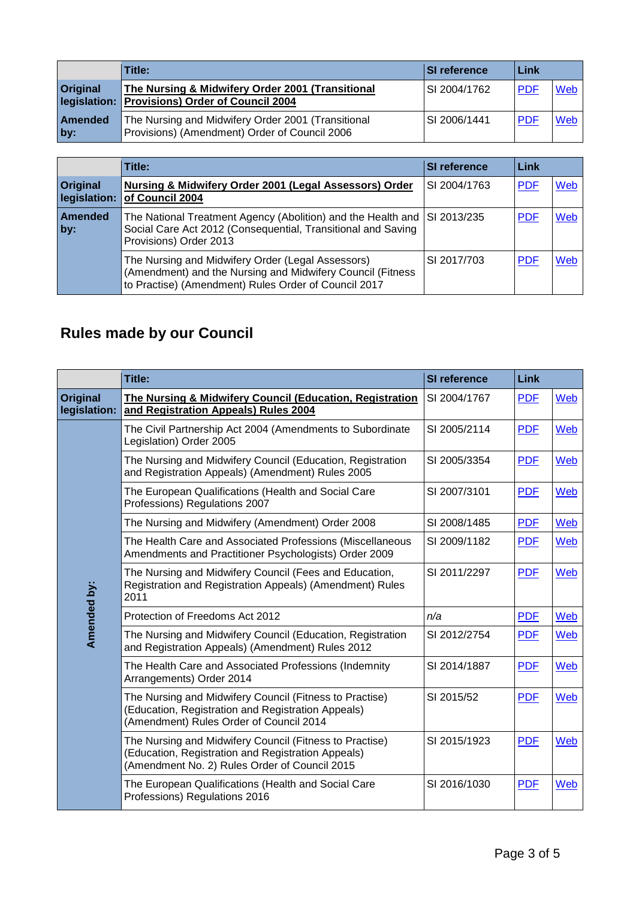| | Title: | SI reference | Link | |
|---|---|---|---|---|
| **Original legislation:** | **The Nursing & Midwifery Order 2001 (Transitional Provisions) Order of Council 2004** | SI 2004/1762 | PDF | Web |
| **Amended by:** | The Nursing and Midwifery Order 2001 (Transitional Provisions) (Amendment) Order of Council 2006 | SI 2006/1441 | PDF | Web |

| | Title: | SI reference | Link | |
|---|---|---|---|---|
| **Original legislation:** | **Nursing & Midwifery Order 2001 (Legal Assessors) Order of Council 2004** | SI 2004/1763 | PDF | Web |
| **Amended by:** | The National Treatment Agency (Abolition) and the Health and Social Care Act 2012 (Consequential, Transitional and Saving Provisions) Order 2013 | SI 2013/235 | PDF | Web |
| | The Nursing and Midwifery Order (Legal Assessors) (Amendment) and the Nursing and Midwifery Council (Fitness to Practise) (Amendment) Rules Order of Council 2017 | SI 2017/703 | PDF | Web |

## Rules made by our Council

| | Title: | SI reference | Link | |
|---|---|---|---|---|
| **Original legislation:** | **The Nursing & Midwifery Council (Education, Registration and Registration Appeals) Rules 2004** | SI 2004/1767 | PDF | Web |
| **Amended by:** | The Civil Partnership Act 2004 (Amendments to Subordinate Legislation) Order 2005 | SI 2005/2114 | PDF | Web |
| | The Nursing and Midwifery Council (Education, Registration and Registration Appeals) (Amendment) Rules 2005 | SI 2005/3354 | PDF | Web |
| | The European Qualifications (Health and Social Care Professions) Regulations 2007 | SI 2007/3101 | PDF | Web |
| | The Nursing and Midwifery (Amendment) Order 2008 | SI 2008/1485 | PDF | Web |
| | The Health Care and Associated Professions (Miscellaneous Amendments and Practitioner Psychologists) Order 2009 | SI 2009/1182 | PDF | Web |
| | The Nursing and Midwifery Council (Fees and Education, Registration and Registration Appeals) (Amendment) Rules 2011 | SI 2011/2297 | PDF | Web |
| | Protection of Freedoms Act 2012 | *n/a* | PDF | Web |
| | The Nursing and Midwifery Council (Education, Registration and Registration Appeals) (Amendment) Rules 2012 | SI 2012/2754 | PDF | Web |
| | The Health Care and Associated Professions (Indemnity Arrangements) Order 2014 | SI 2014/1887 | PDF | Web |
| | The Nursing and Midwifery Council (Fitness to Practise) (Education, Registration and Registration Appeals) (Amendment) Rules Order of Council 2014 | SI 2015/52 | PDF | Web |
| | The Nursing and Midwifery Council (Fitness to Practise) (Education, Registration and Registration Appeals) (Amendment No. 2) Rules Order of Council 2015 | SI 2015/1923 | PDF | Web |
| | The European Qualifications (Health and Social Care Professions) Regulations 2016 | SI 2016/1030 | PDF | Web |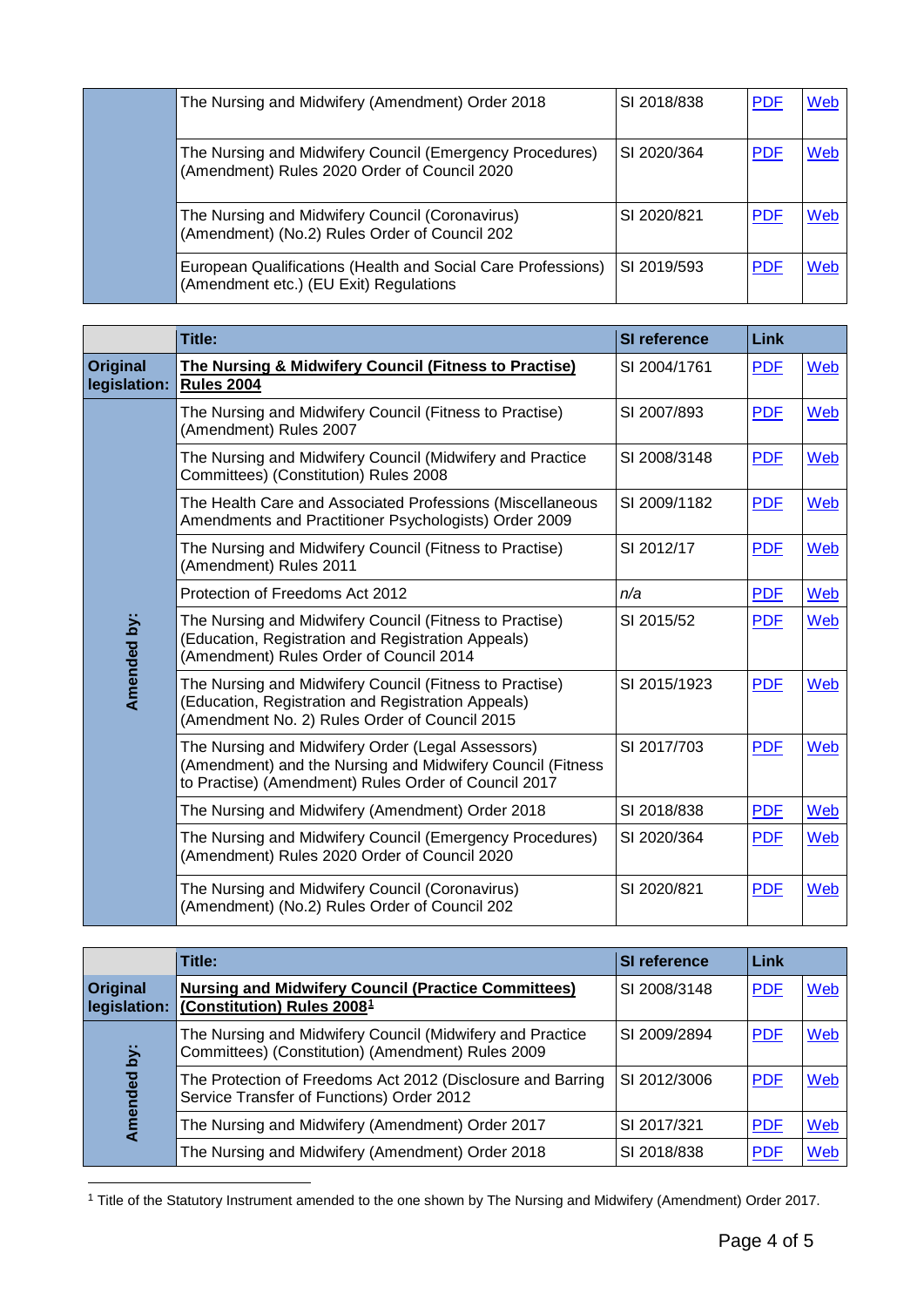| | | | | |
|---|---|---|---|---|
| | The Nursing and Midwifery (Amendment) Order 2018 | SI 2018/838 | PDF | Web |
| | The Nursing and Midwifery Council (Emergency Procedures) (Amendment) Rules 2020 Order of Council 2020 | SI 2020/364 | PDF | Web |
| | The Nursing and Midwifery Council (Coronavirus) (Amendment) (No.2) Rules Order of Council 202 | SI 2020/821 | PDF | Web |
| | European Qualifications (Health and Social Care Professions) (Amendment etc.) (EU Exit) Regulations | SI 2019/593 | PDF | Web |

| | Title: | SI reference | Link | |
|---|---|---|---|---|
| **Original legislation:** | **The Nursing & Midwifery Council (Fitness to Practise) Rules 2004** | SI 2004/1761 | PDF | Web |
| **Amended by:** | The Nursing and Midwifery Council (Fitness to Practise) (Amendment) Rules 2007 | SI 2007/893 | PDF | Web |
| | The Nursing and Midwifery Council (Midwifery and Practice Committees) (Constitution) Rules 2008 | SI 2008/3148 | PDF | Web |
| | The Health Care and Associated Professions (Miscellaneous Amendments and Practitioner Psychologists) Order 2009 | SI 2009/1182 | PDF | Web |
| | The Nursing and Midwifery Council (Fitness to Practise) (Amendment) Rules 2011 | SI 2012/17 | PDF | Web |
| | Protection of Freedoms Act 2012 | *n/a* | PDF | Web |
| | The Nursing and Midwifery Council (Fitness to Practise) (Education, Registration and Registration Appeals) (Amendment) Rules Order of Council 2014 | SI 2015/52 | PDF | Web |
| | The Nursing and Midwifery Council (Fitness to Practise) (Education, Registration and Registration Appeals) (Amendment No. 2) Rules Order of Council 2015 | SI 2015/1923 | PDF | Web |
| | The Nursing and Midwifery Order (Legal Assessors) (Amendment) and the Nursing and Midwifery Council (Fitness to Practise) (Amendment) Rules Order of Council 2017 | SI 2017/703 | PDF | Web |
| | The Nursing and Midwifery (Amendment) Order 2018 | SI 2018/838 | PDF | Web |
| | The Nursing and Midwifery Council (Emergency Procedures) (Amendment) Rules 2020 Order of Council 2020 | SI 2020/364 | PDF | Web |
| | The Nursing and Midwifery Council (Coronavirus) (Amendment) (No.2) Rules Order of Council 202 | SI 2020/821 | PDF | Web |

| | Title: | SI reference | Link | |
|---|---|---|---|---|
| **Original legislation:** | **Nursing and Midwifery Council (Practice Committees) (Constitution) Rules 2008**[1] | SI 2008/3148 | PDF | Web |
| **Amended by:** | The Nursing and Midwifery Council (Midwifery and Practice Committees) (Constitution) (Amendment) Rules 2009 | SI 2009/2894 | PDF | Web |
| | The Protection of Freedoms Act 2012 (Disclosure and Barring Service Transfer of Functions) Order 2012 | SI 2012/3006 | PDF | Web |
| | The Nursing and Midwifery (Amendment) Order 2017 | SI 2017/321 | PDF | Web |
| | The Nursing and Midwifery (Amendment) Order 2018 | SI 2018/838 | PDF | Web |

[1] Title of the Statutory Instrument amended to the one shown by The Nursing and Midwifery (Amendment) Order 2017.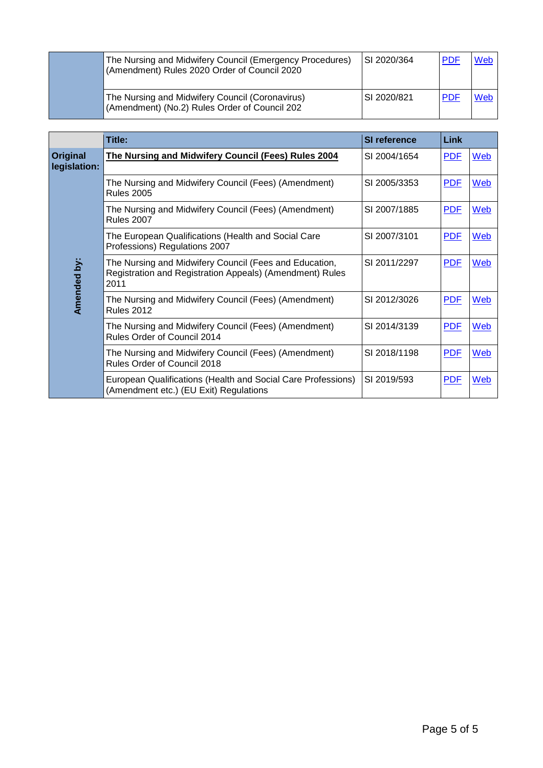| | | | | |
|---|---|---|---|---|
| | The Nursing and Midwifery Council (Emergency Procedures) (Amendment) Rules 2020 Order of Council 2020 | SI 2020/364 | PDF | Web |
| | The Nursing and Midwifery Council (Coronavirus) (Amendment) (No.2) Rules Order of Council 202 | SI 2020/821 | PDF | Web |

| | Title: | SI reference | Link | |
|---|---|---|---|---|
| **Original legislation:** | **The Nursing and Midwifery Council (Fees) Rules 2004** | SI 2004/1654 | PDF | Web |
| **Amended by:** | The Nursing and Midwifery Council (Fees) (Amendment) Rules 2005 | SI 2005/3353 | PDF | Web |
| | The Nursing and Midwifery Council (Fees) (Amendment) Rules 2007 | SI 2007/1885 | PDF | Web |
| | The European Qualifications (Health and Social Care Professions) Regulations 2007 | SI 2007/3101 | PDF | Web |
| | The Nursing and Midwifery Council (Fees and Education, Registration and Registration Appeals) (Amendment) Rules 2011 | SI 2011/2297 | PDF | Web |
| | The Nursing and Midwifery Council (Fees) (Amendment) Rules 2012 | SI 2012/3026 | PDF | Web |
| | The Nursing and Midwifery Council (Fees) (Amendment) Rules Order of Council 2014 | SI 2014/3139 | PDF | Web |
| | The Nursing and Midwifery Council (Fees) (Amendment) Rules Order of Council 2018 | SI 2018/1198 | PDF | Web |
| | European Qualifications (Health and Social Care Professions) (Amendment etc.) (EU Exit) Regulations | SI 2019/593 | PDF | Web |